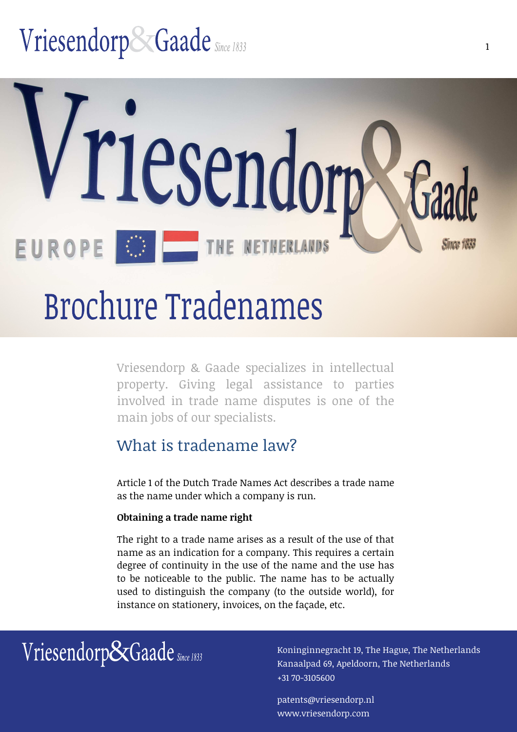# Brochure Tradenames

Vriesendorp & Gaade specializes in intellectual property. Giving legal assistance to parties involved in trade name disputes is one of the main jobs of our specialists.

## What is tradename law?

Article 1 of the Dutch Trade Names Act describes a trade name as the name under which a company is run.

**Obtaining a trade name right**

The right to a trade name arises as a result of the use of that name as an indication for a company. This requires a certain degree of continuity in the use of the name and the use has to be noticeable to the public. The name has to be actually used to distinguish the company (to the outside world), for instance on stationery, invoices, on the façade, etc.

Vriesendorp & Gaade *Since 1833*

Koninginnegracht 19, The Hague, The Netherlands
Kanaalpad 69, Apeldoorn, The Netherlands
+31 70-3105600

patents@vriesendorp.nl
www.vriesendorp.com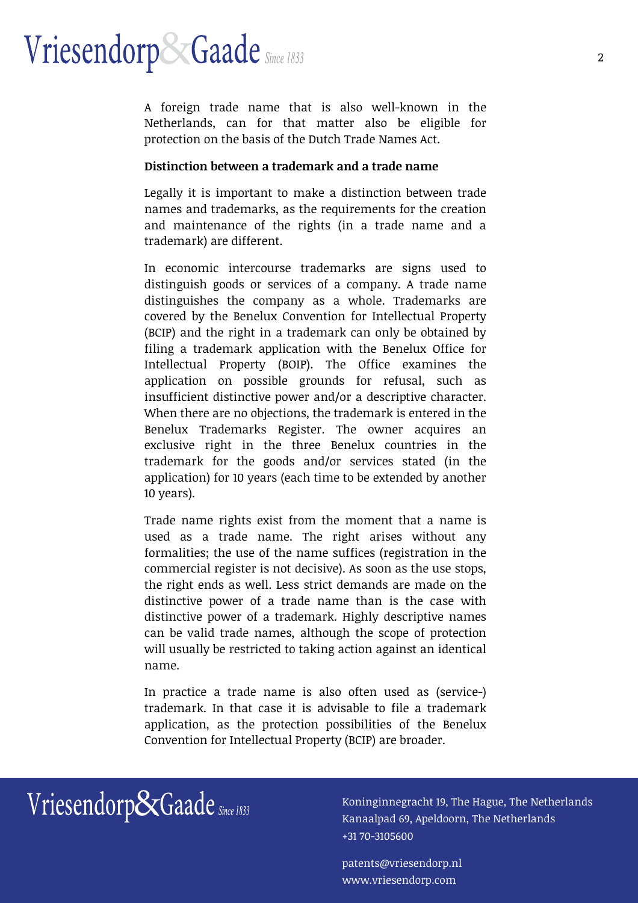A foreign trade name that is also well-known in the Netherlands, can for that matter also be eligible for protection on the basis of the Dutch Trade Names Act.

**Distinction between a trademark and a trade name**

Legally it is important to make a distinction between trade names and trademarks, as the requirements for the creation and maintenance of the rights (in a trade name and a trademark) are different.

In economic intercourse trademarks are signs used to distinguish goods or services of a company. A trade name distinguishes the company as a whole. Trademarks are covered by the Benelux Convention for Intellectual Property (BCIP) and the right in a trademark can only be obtained by filing a trademark application with the Benelux Office for Intellectual Property (BOIP). The Office examines the application on possible grounds for refusal, such as insufficient distinctive power and/or a descriptive character. When there are no objections, the trademark is entered in the Benelux Trademarks Register. The owner acquires an exclusive right in the three Benelux countries in the trademark for the goods and/or services stated (in the application) for 10 years (each time to be extended by another 10 years).

Trade name rights exist from the moment that a name is used as a trade name. The right arises without any formalities; the use of the name suffices (registration in the commercial register is not decisive). As soon as the use stops, the right ends as well. Less strict demands are made on the distinctive power of a trade name than is the case with distinctive power of a trademark. Highly descriptive names can be valid trade names, although the scope of protection will usually be restricted to taking action against an identical name.

In practice a trade name is also often used as (service-) trademark. In that case it is advisable to file a trademark application, as the protection possibilities of the Benelux Convention for Intellectual Property (BCIP) are broader.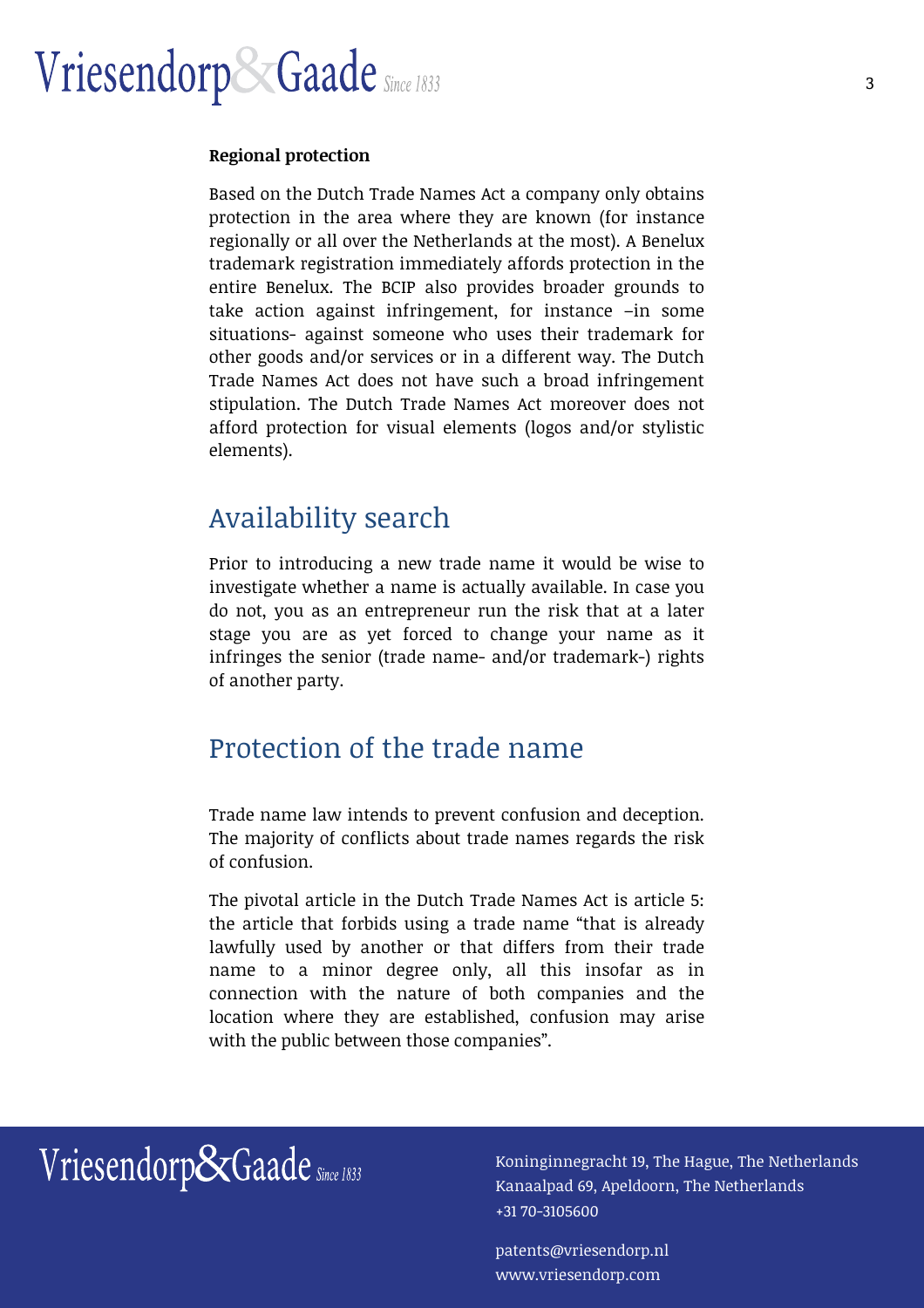**Regional protection**

Based on the Dutch Trade Names Act a company only obtains protection in the area where they are known (for instance regionally or all over the Netherlands at the most). A Benelux trademark registration immediately affords protection in the entire Benelux. The BCIP also provides broader grounds to take action against infringement, for instance –in some situations- against someone who uses their trademark for other goods and/or services or in a different way. The Dutch Trade Names Act does not have such a broad infringement stipulation. The Dutch Trade Names Act moreover does not afford protection for visual elements (logos and/or stylistic elements).

## Availability search

Prior to introducing a new trade name it would be wise to investigate whether a name is actually available. In case you do not, you as an entrepreneur run the risk that at a later stage you are as yet forced to change your name as it infringes the senior (trade name- and/or trademark-) rights of another party.

## Protection of the trade name

Trade name law intends to prevent confusion and deception. The majority of conflicts about trade names regards the risk of confusion.

The pivotal article in the Dutch Trade Names Act is article 5: the article that forbids using a trade name "that is already lawfully used by another or that differs from their trade name to a minor degree only, all this insofar as in connection with the nature of both companies and the location where they are established, confusion may arise with the public between those companies".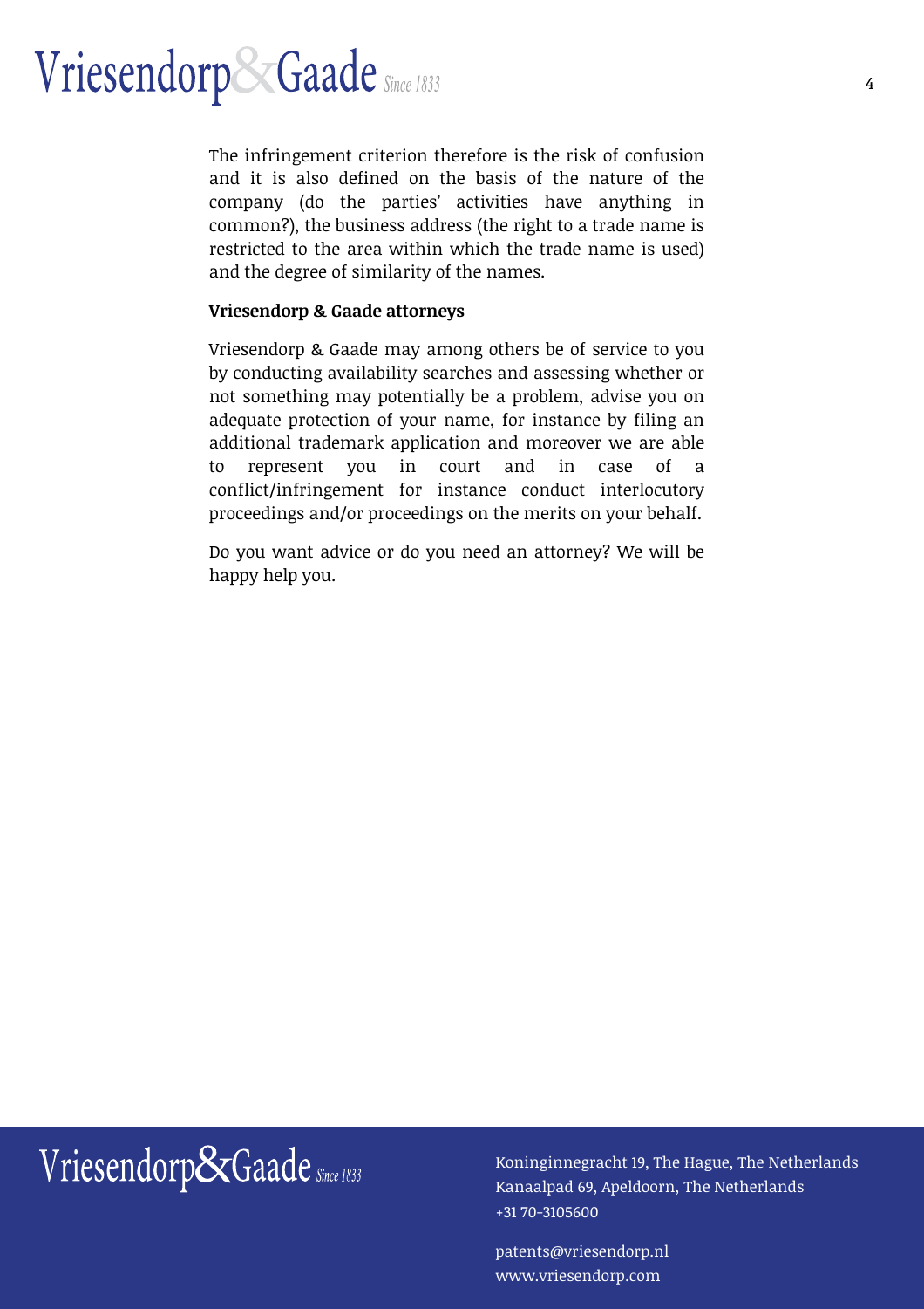The infringement criterion therefore is the risk of confusion and it is also defined on the basis of the nature of the company (do the parties' activities have anything in common?), the business address (the right to a trade name is restricted to the area within which the trade name is used) and the degree of similarity of the names.

**Vriesendorp & Gaade attorneys**

Vriesendorp & Gaade may among others be of service to you by conducting availability searches and assessing whether or not something may potentially be a problem, advise you on adequate protection of your name, for instance by filing an additional trademark application and moreover we are able to represent you in court and in case of a conflict/infringement for instance conduct interlocutory proceedings and/or proceedings on the merits on your behalf.

Do you want advice or do you need an attorney? We will be happy help you.

Vriesendorp&Gaade Since 1833

Koninginnegracht 19, The Hague, The Netherlands
Kanaalpad 69, Apeldoorn, The Netherlands
+31 70-3105600

patents@vriesendorp.nl
www.vriesendorp.com